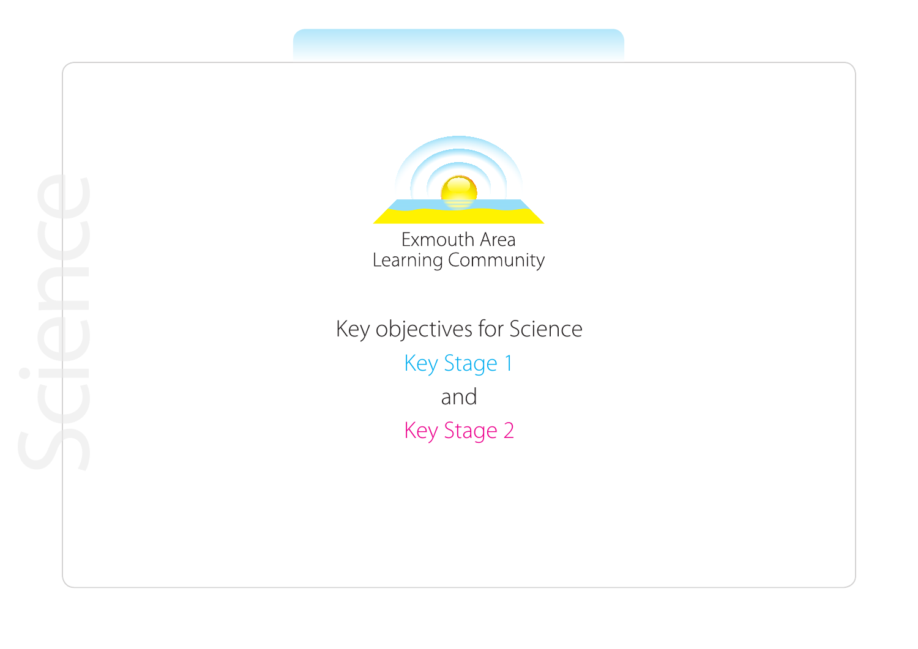Science

Exmouth Area
Learning Community

# Key objectives for Science

## Key Stage 1

and

## Key Stage 2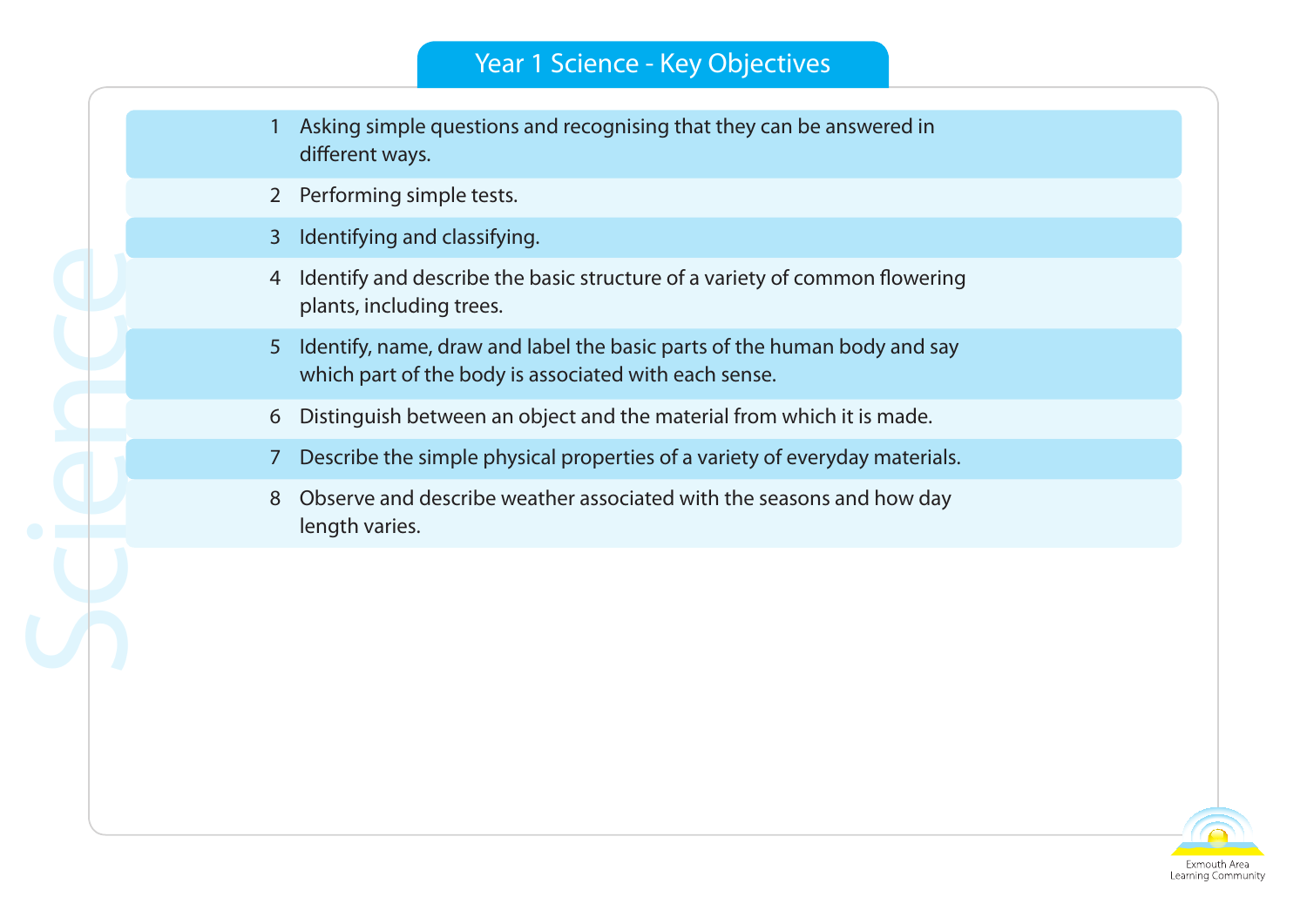# Year 1 Science - Key Objectives

1. Asking simple questions and recognising that they can be answered in different ways.
2. Performing simple tests.
3. Identifying and classifying.
4. Identify and describe the basic structure of a variety of common flowering plants, including trees.
5. Identify, name, draw and label the basic parts of the human body and say which part of the body is associated with each sense.
6. Distinguish between an object and the material from which it is made.
7. Describe the simple physical properties of a variety of everyday materials.
8. Observe and describe weather associated with the seasons and how day length varies.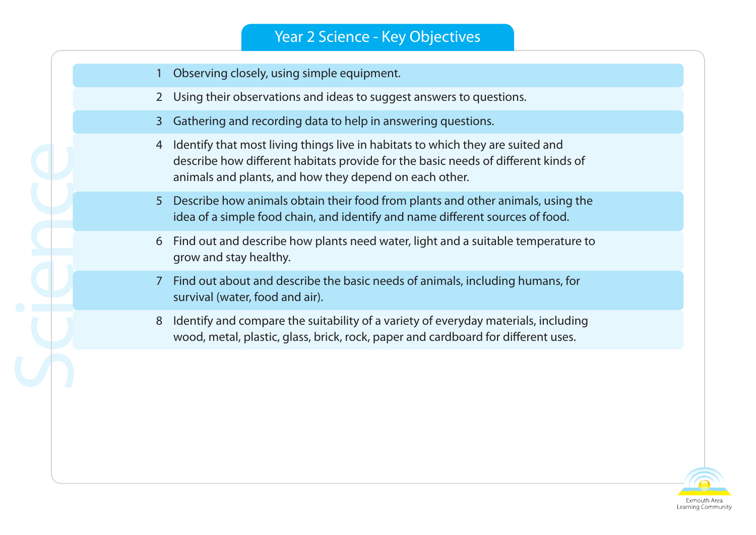# Year 2 Science - Key Objectives

1. Observing closely, using simple equipment.
2. Using their observations and ideas to suggest answers to questions.
3. Gathering and recording data to help in answering questions.
4. Identify that most living things live in habitats to which they are suited and describe how different habitats provide for the basic needs of different kinds of animals and plants, and how they depend on each other.
5. Describe how animals obtain their food from plants and other animals, using the idea of a simple food chain, and identify and name different sources of food.
6. Find out and describe how plants need water, light and a suitable temperature to grow and stay healthy.
7. Find out about and describe the basic needs of animals, including humans, for survival (water, food and air).
8. Identify and compare the suitability of a variety of everyday materials, including wood, metal, plastic, glass, brick, rock, paper and cardboard for different uses.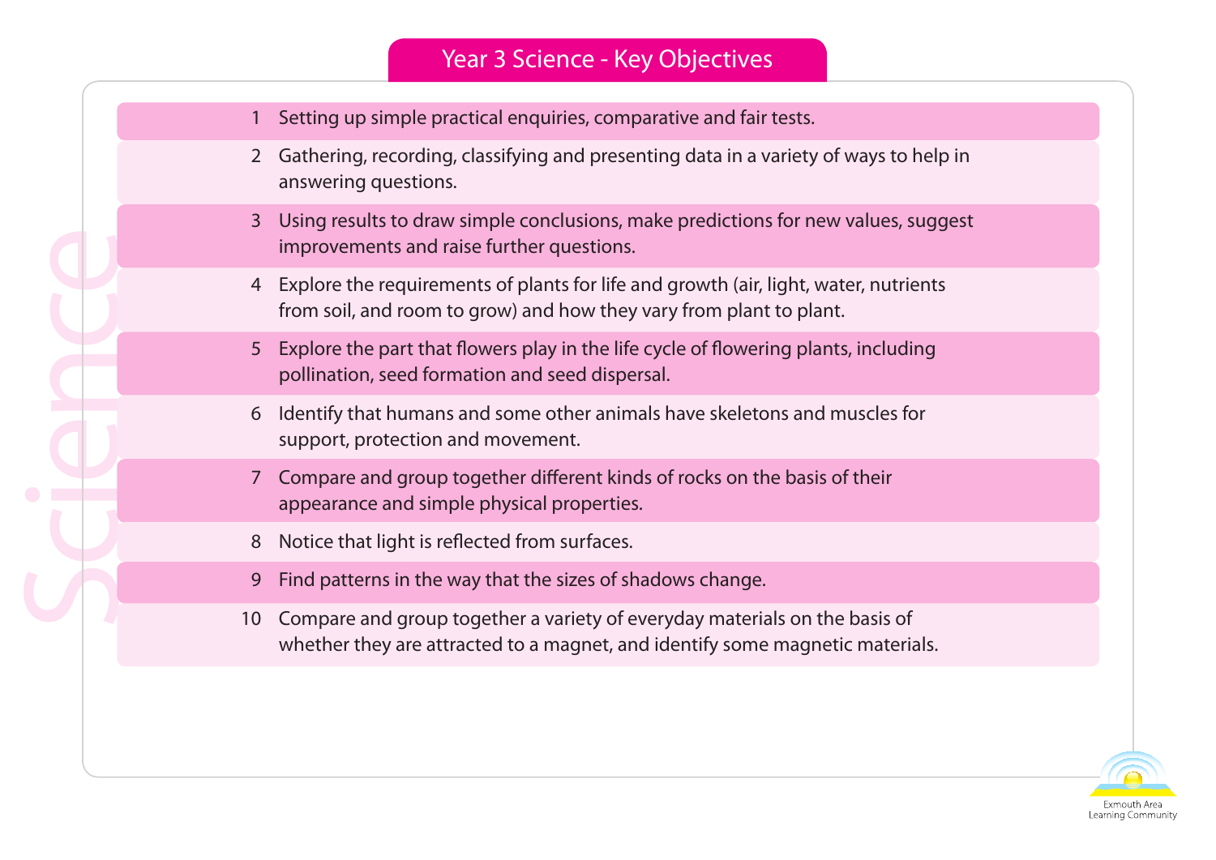# Year 3 Science - Key Objectives

1. Setting up simple practical enquiries, comparative and fair tests.
2. Gathering, recording, classifying and presenting data in a variety of ways to help in answering questions.
3. Using results to draw simple conclusions, make predictions for new values, suggest improvements and raise further questions.
4. Explore the requirements of plants for life and growth (air, light, water, nutrients from soil, and room to grow) and how they vary from plant to plant.
5. Explore the part that flowers play in the life cycle of flowering plants, including pollination, seed formation and seed dispersal.
6. Identify that humans and some other animals have skeletons and muscles for support, protection and movement.
7. Compare and group together different kinds of rocks on the basis of their appearance and simple physical properties.
8. Notice that light is reflected from surfaces.
9. Find patterns in the way that the sizes of shadows change.
10. Compare and group together a variety of everyday materials on the basis of whether they are attracted to a magnet, and identify some magnetic materials.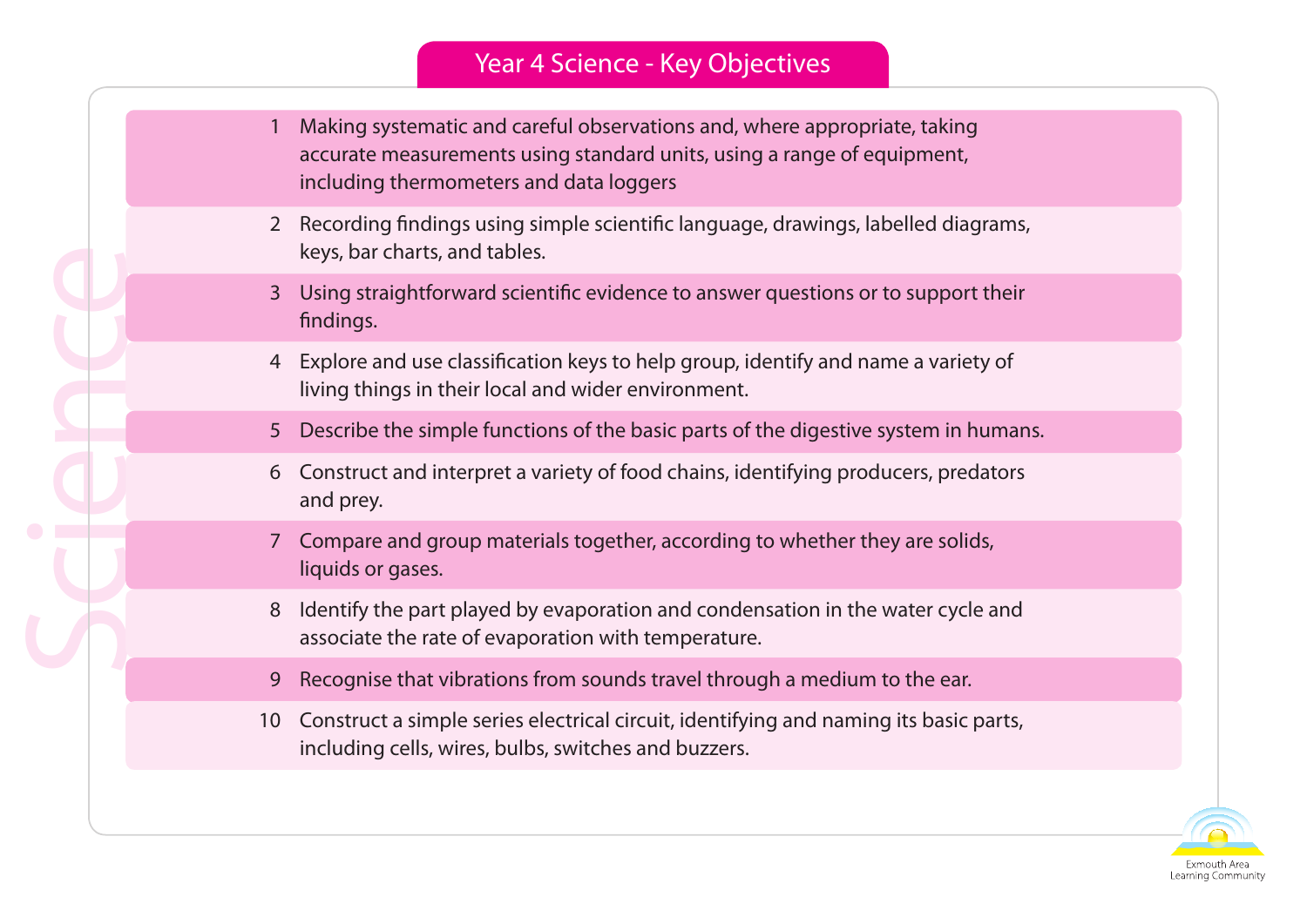# Year 4 Science - Key Objectives

1. Making systematic and careful observations and, where appropriate, taking accurate measurements using standard units, using a range of equipment, including thermometers and data loggers
2. Recording findings using simple scientific language, drawings, labelled diagrams, keys, bar charts, and tables.
3. Using straightforward scientific evidence to answer questions or to support their findings.
4. Explore and use classification keys to help group, identify and name a variety of living things in their local and wider environment.
5. Describe the simple functions of the basic parts of the digestive system in humans.
6. Construct and interpret a variety of food chains, identifying producers, predators and prey.
7. Compare and group materials together, according to whether they are solids, liquids or gases.
8. Identify the part played by evaporation and condensation in the water cycle and associate the rate of evaporation with temperature.
9. Recognise that vibrations from sounds travel through a medium to the ear.
10. Construct a simple series electrical circuit, identifying and naming its basic parts, including cells, wires, bulbs, switches and buzzers.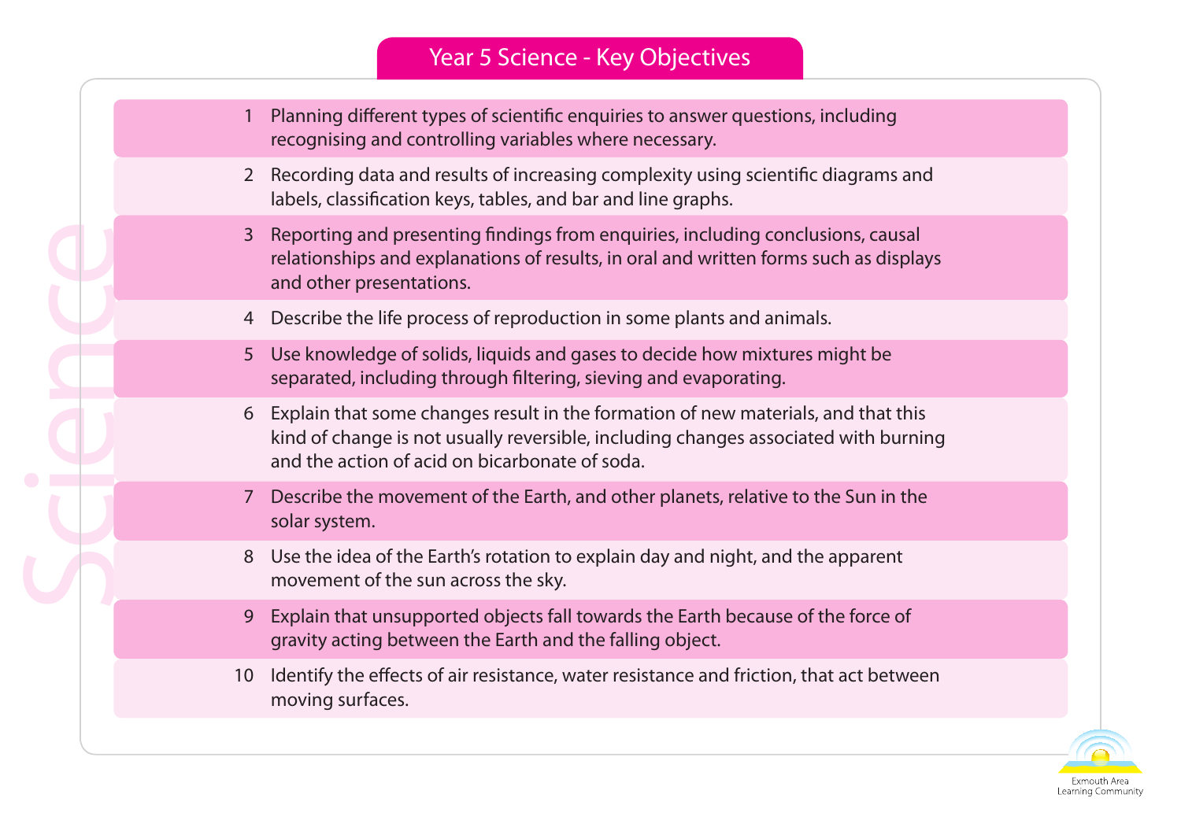# Year 5 Science - Key Objectives

1. Planning different types of scientific enquiries to answer questions, including recognising and controlling variables where necessary.
2. Recording data and results of increasing complexity using scientific diagrams and labels, classification keys, tables, and bar and line graphs.
3. Reporting and presenting findings from enquiries, including conclusions, causal relationships and explanations of results, in oral and written forms such as displays and other presentations.
4. Describe the life process of reproduction in some plants and animals.
5. Use knowledge of solids, liquids and gases to decide how mixtures might be separated, including through filtering, sieving and evaporating.
6. Explain that some changes result in the formation of new materials, and that this kind of change is not usually reversible, including changes associated with burning and the action of acid on bicarbonate of soda.
7. Describe the movement of the Earth, and other planets, relative to the Sun in the solar system.
8. Use the idea of the Earth's rotation to explain day and night, and the apparent movement of the sun across the sky.
9. Explain that unsupported objects fall towards the Earth because of the force of gravity acting between the Earth and the falling object.
10. Identify the effects of air resistance, water resistance and friction, that act between moving surfaces.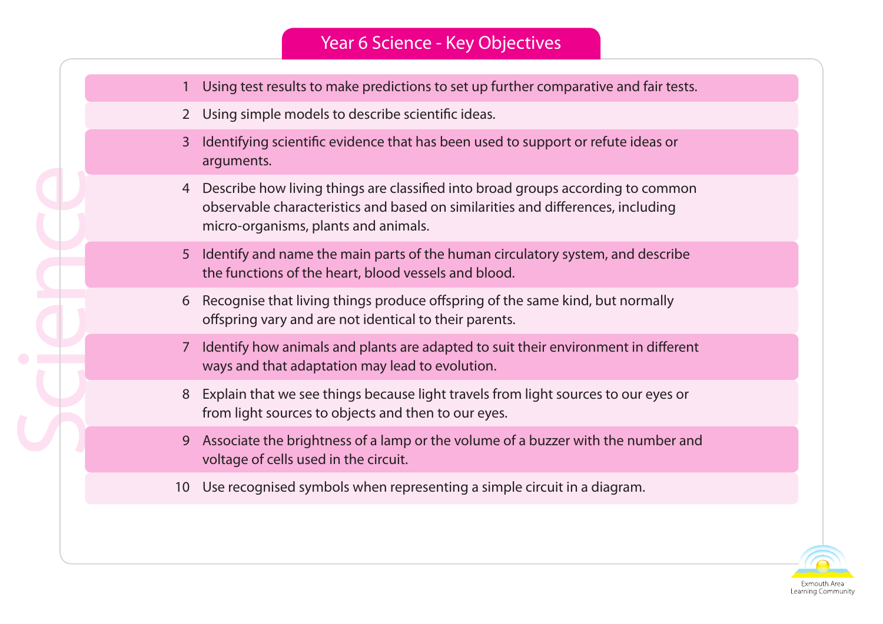# Year 6 Science - Key Objectives

1. Using test results to make predictions to set up further comparative and fair tests.
2. Using simple models to describe scientific ideas.
3. Identifying scientific evidence that has been used to support or refute ideas or arguments.
4. Describe how living things are classified into broad groups according to common observable characteristics and based on similarities and differences, including micro-organisms, plants and animals.
5. Identify and name the main parts of the human circulatory system, and describe the functions of the heart, blood vessels and blood.
6. Recognise that living things produce offspring of the same kind, but normally offspring vary and are not identical to their parents.
7. Identify how animals and plants are adapted to suit their environment in different ways and that adaptation may lead to evolution.
8. Explain that we see things because light travels from light sources to our eyes or from light sources to objects and then to our eyes.
9. Associate the brightness of a lamp or the volume of a buzzer with the number and voltage of cells used in the circuit.
10. Use recognised symbols when representing a simple circuit in a diagram.